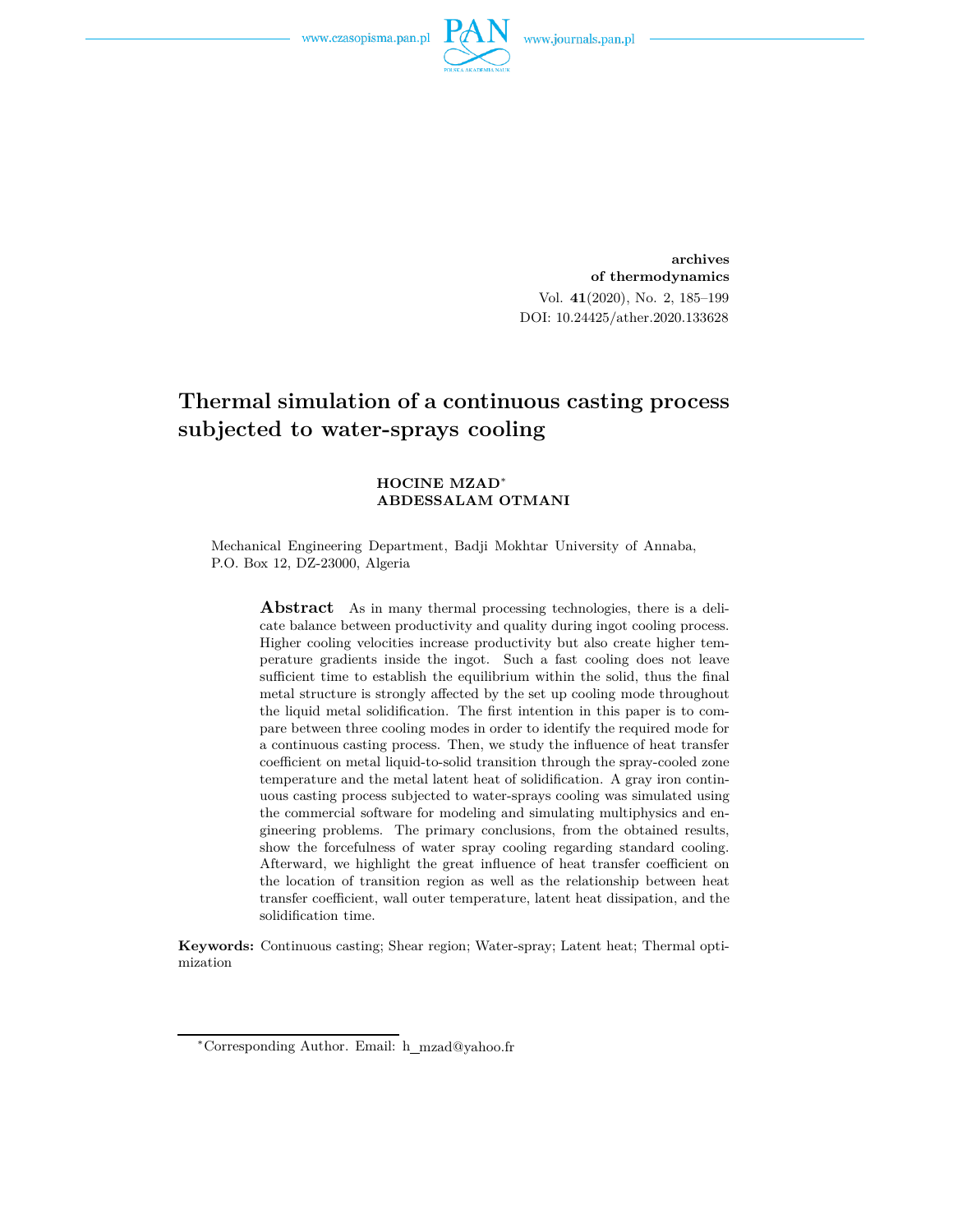# Thermal simulation of a continuous casting process subjected to water-sprays cooling

**HOCINE MZAD**[*]
**ABDESSALAM OTMANI**

Mechanical Engineering Department, Badji Mokhtar University of Annaba, P.O. Box 12, DZ-23000, Algeria

**Abstract** As in many thermal processing technologies, there is a delicate balance between productivity and quality during ingot cooling process. Higher cooling velocities increase productivity but also create higher temperature gradients inside the ingot. Such a fast cooling does not leave sufficient time to establish the equilibrium within the solid, thus the final metal structure is strongly affected by the set up cooling mode throughout the liquid metal solidification. The first intention in this paper is to compare between three cooling modes in order to identify the required mode for a continuous casting process. Then, we study the influence of heat transfer coefficient on metal liquid-to-solid transition through the spray-cooled zone temperature and the metal latent heat of solidification. A gray iron continuous casting process subjected to water-sprays cooling was simulated using the commercial software for modeling and simulating multiphysics and engineering problems. The primary conclusions, from the obtained results, show the forcefulness of water spray cooling regarding standard cooling. Afterward, we highlight the great influence of heat transfer coefficient on the location of transition region as well as the relationship between heat transfer coefficient, wall outer temperature, latent heat dissipation, and the solidification time.

**Keywords:** Continuous casting; Shear region; Water-spray; Latent heat; Thermal optimization

[*]Corresponding Author. Email: h_mzad@yahoo.fr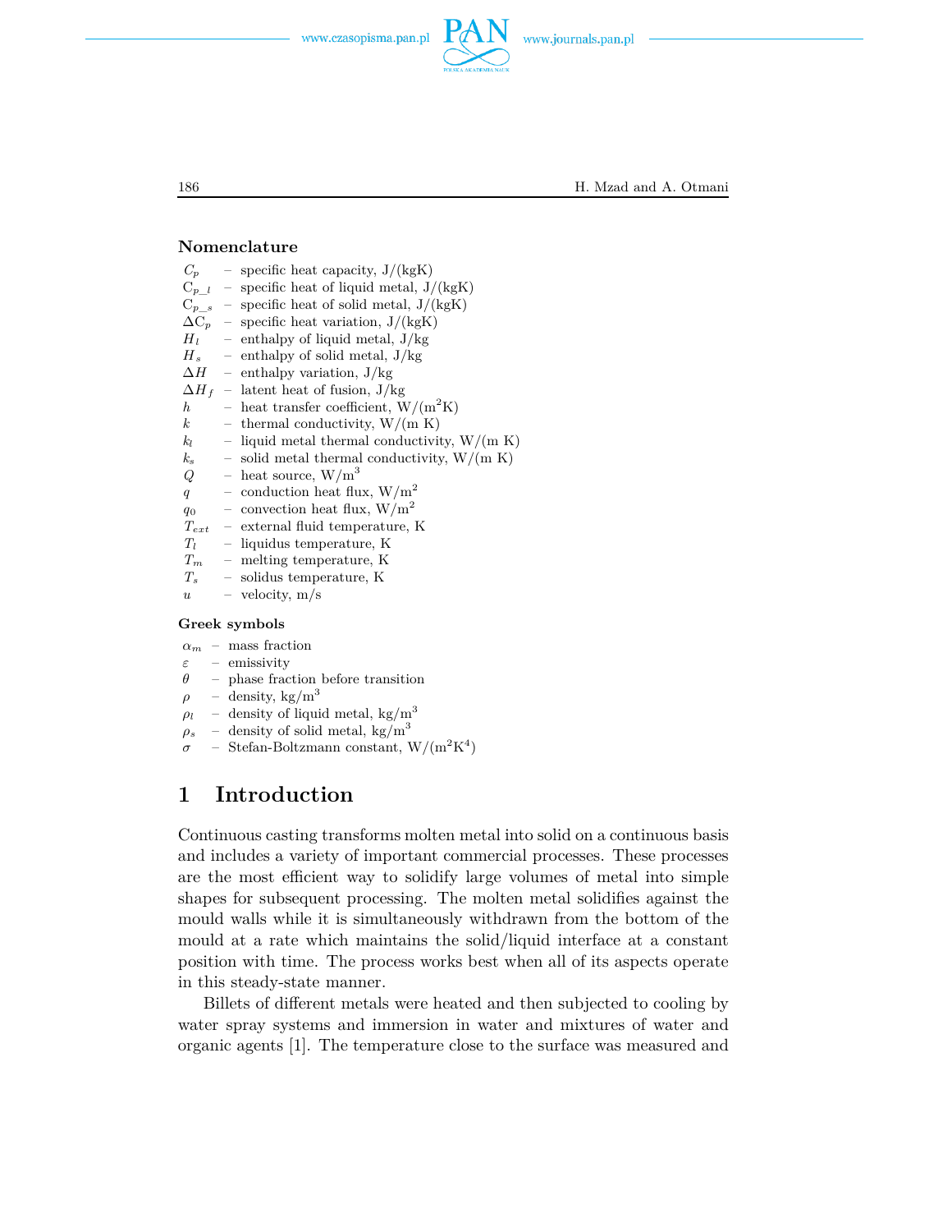## Nomenclature

$C_p$ – specific heat capacity, J/(kgK)
$C_{p\_l}$ – specific heat of liquid metal, J/(kgK)
$C_{p\_s}$ – specific heat of solid metal, J/(kgK)
$\Delta C_p$ – specific heat variation, J/(kgK)
$H_l$ – enthalpy of liquid metal, J/kg
$H_s$ – enthalpy of solid metal, J/kg
$\Delta H$ – enthalpy variation, J/kg
$\Delta H_f$ – latent heat of fusion, J/kg
$h$ – heat transfer coefficient, W/(m$^2$K)
$k$ – thermal conductivity, W/(m K)
$k_l$ – liquid metal thermal conductivity, W/(m K)
$k_s$ – solid metal thermal conductivity, W/(m K)
$Q$ – heat source, W/m$^3$
$q$ – conduction heat flux, W/m$^2$
$q_0$ – convection heat flux, W/m$^2$
$T_{ext}$ – external fluid temperature, K
$T_l$ – liquidus temperature, K
$T_m$ – melting temperature, K
$T_s$ – solidus temperature, K
$u$ – velocity, m/s

### Greek symbols

$\alpha_m$ – mass fraction
$\varepsilon$ – emissivity
$\theta$ – phase fraction before transition
$\rho$ – density, kg/m$^3$
$\rho_l$ – density of liquid metal, kg/m$^3$
$\rho_s$ – density of solid metal, kg/m$^3$
$\sigma$ – Stefan-Boltzmann constant, W/(m$^2$K$^4$)

# 1 Introduction

Continuous casting transforms molten metal into solid on a continuous basis and includes a variety of important commercial processes. These processes are the most efficient way to solidify large volumes of metal into simple shapes for subsequent processing. The molten metal solidifies against the mould walls while it is simultaneously withdrawn from the bottom of the mould at a rate which maintains the solid/liquid interface at a constant position with time. The process works best when all of its aspects operate in this steady-state manner.

Billets of different metals were heated and then subjected to cooling by water spray systems and immersion in water and mixtures of water and organic agents [1]. The temperature close to the surface was measured and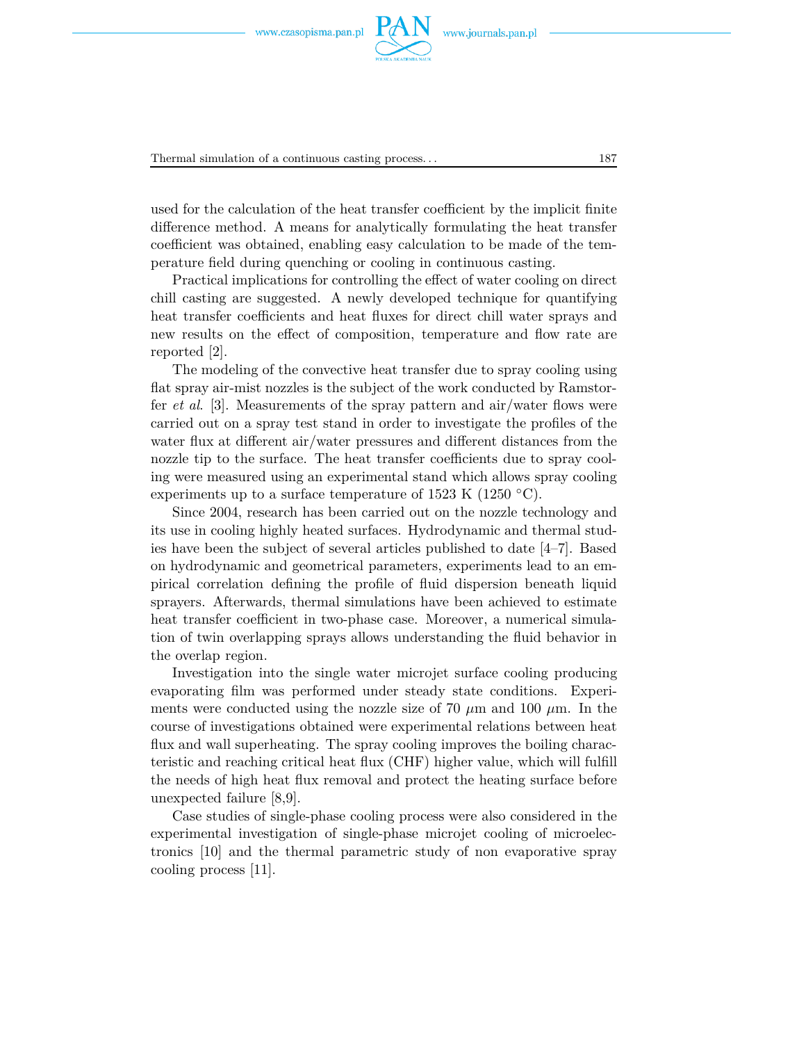used for the calculation of the heat transfer coefficient by the implicit finite difference method. A means for analytically formulating the heat transfer coefficient was obtained, enabling easy calculation to be made of the temperature field during quenching or cooling in continuous casting.

Practical implications for controlling the effect of water cooling on direct chill casting are suggested. A newly developed technique for quantifying heat transfer coefficients and heat fluxes for direct chill water sprays and new results on the effect of composition, temperature and flow rate are reported [2].

The modeling of the convective heat transfer due to spray cooling using flat spray air-mist nozzles is the subject of the work conducted by Ramstorfer *et al.* [3]. Measurements of the spray pattern and air/water flows were carried out on a spray test stand in order to investigate the profiles of the water flux at different air/water pressures and different distances from the nozzle tip to the surface. The heat transfer coefficients due to spray cooling were measured using an experimental stand which allows spray cooling experiments up to a surface temperature of 1523 K (1250 °C).

Since 2004, research has been carried out on the nozzle technology and its use in cooling highly heated surfaces. Hydrodynamic and thermal studies have been the subject of several articles published to date [4–7]. Based on hydrodynamic and geometrical parameters, experiments lead to an empirical correlation defining the profile of fluid dispersion beneath liquid sprayers. Afterwards, thermal simulations have been achieved to estimate heat transfer coefficient in two-phase case. Moreover, a numerical simulation of twin overlapping sprays allows understanding the fluid behavior in the overlap region.

Investigation into the single water microjet surface cooling producing evaporating film was performed under steady state conditions. Experiments were conducted using the nozzle size of 70 $\mu$m and 100 $\mu$m. In the course of investigations obtained were experimental relations between heat flux and wall superheating. The spray cooling improves the boiling characteristic and reaching critical heat flux (CHF) higher value, which will fulfill the needs of high heat flux removal and protect the heating surface before unexpected failure [8,9].

Case studies of single-phase cooling process were also considered in the experimental investigation of single-phase microjet cooling of microelectronics [10] and the thermal parametric study of non evaporative spray cooling process [11].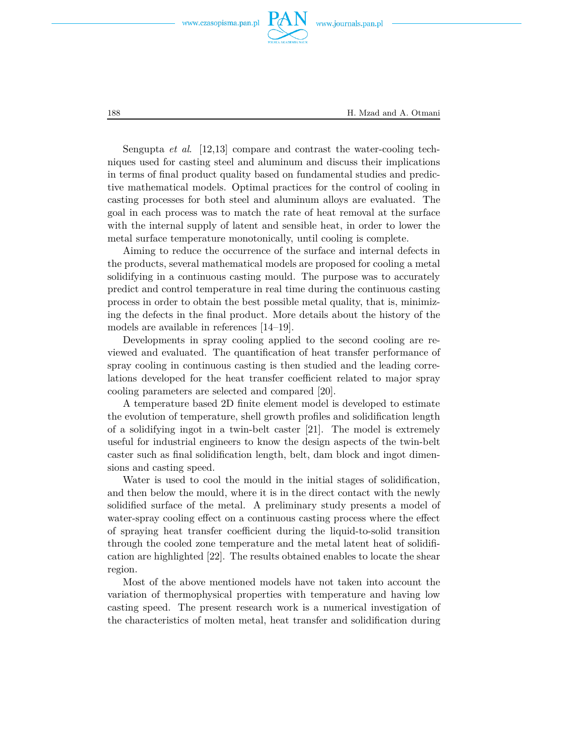Sengupta *et al*. [12,13] compare and contrast the water-cooling techniques used for casting steel and aluminum and discuss their implications in terms of final product quality based on fundamental studies and predictive mathematical models. Optimal practices for the control of cooling in casting processes for both steel and aluminum alloys are evaluated. The goal in each process was to match the rate of heat removal at the surface with the internal supply of latent and sensible heat, in order to lower the metal surface temperature monotonically, until cooling is complete.

Aiming to reduce the occurrence of the surface and internal defects in the products, several mathematical models are proposed for cooling a metal solidifying in a continuous casting mould. The purpose was to accurately predict and control temperature in real time during the continuous casting process in order to obtain the best possible metal quality, that is, minimizing the defects in the final product. More details about the history of the models are available in references [14–19].

Developments in spray cooling applied to the second cooling are reviewed and evaluated. The quantification of heat transfer performance of spray cooling in continuous casting is then studied and the leading correlations developed for the heat transfer coefficient related to major spray cooling parameters are selected and compared [20].

A temperature based 2D finite element model is developed to estimate the evolution of temperature, shell growth profiles and solidification length of a solidifying ingot in a twin-belt caster [21]. The model is extremely useful for industrial engineers to know the design aspects of the twin-belt caster such as final solidification length, belt, dam block and ingot dimensions and casting speed.

Water is used to cool the mould in the initial stages of solidification, and then below the mould, where it is in the direct contact with the newly solidified surface of the metal. A preliminary study presents a model of water-spray cooling effect on a continuous casting process where the effect of spraying heat transfer coefficient during the liquid-to-solid transition through the cooled zone temperature and the metal latent heat of solidification are highlighted [22]. The results obtained enables to locate the shear region.

Most of the above mentioned models have not taken into account the variation of thermophysical properties with temperature and having low casting speed. The present research work is a numerical investigation of the characteristics of molten metal, heat transfer and solidification during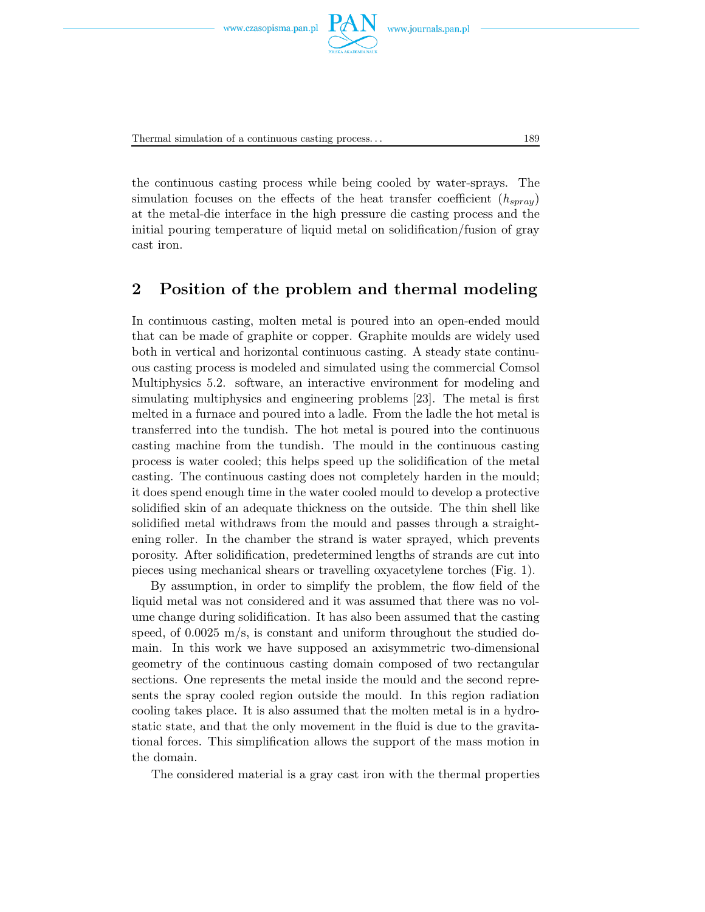the continuous casting process while being cooled by water-sprays. The simulation focuses on the effects of the heat transfer coefficient ($h_{spray}$) at the metal-die interface in the high pressure die casting process and the initial pouring temperature of liquid metal on solidification/fusion of gray cast iron.

## 2 Position of the problem and thermal modeling

In continuous casting, molten metal is poured into an open-ended mould that can be made of graphite or copper. Graphite moulds are widely used both in vertical and horizontal continuous casting. A steady state continuous casting process is modeled and simulated using the commercial Comsol Multiphysics 5.2. software, an interactive environment for modeling and simulating multiphysics and engineering problems [23]. The metal is first melted in a furnace and poured into a ladle. From the ladle the hot metal is transferred into the tundish. The hot metal is poured into the continuous casting machine from the tundish. The mould in the continuous casting process is water cooled; this helps speed up the solidification of the metal casting. The continuous casting does not completely harden in the mould; it does spend enough time in the water cooled mould to develop a protective solidified skin of an adequate thickness on the outside. The thin shell like solidified metal withdraws from the mould and passes through a straightening roller. In the chamber the strand is water sprayed, which prevents porosity. After solidification, predetermined lengths of strands are cut into pieces using mechanical shears or travelling oxyacetylene torches (Fig. 1).

By assumption, in order to simplify the problem, the flow field of the liquid metal was not considered and it was assumed that there was no volume change during solidification. It has also been assumed that the casting speed, of 0.0025 m/s, is constant and uniform throughout the studied domain. In this work we have supposed an axisymmetric two-dimensional geometry of the continuous casting domain composed of two rectangular sections. One represents the metal inside the mould and the second represents the spray cooled region outside the mould. In this region radiation cooling takes place. It is also assumed that the molten metal is in a hydrostatic state, and that the only movement in the fluid is due to the gravitational forces. This simplification allows the support of the mass motion in the domain.

The considered material is a gray cast iron with the thermal properties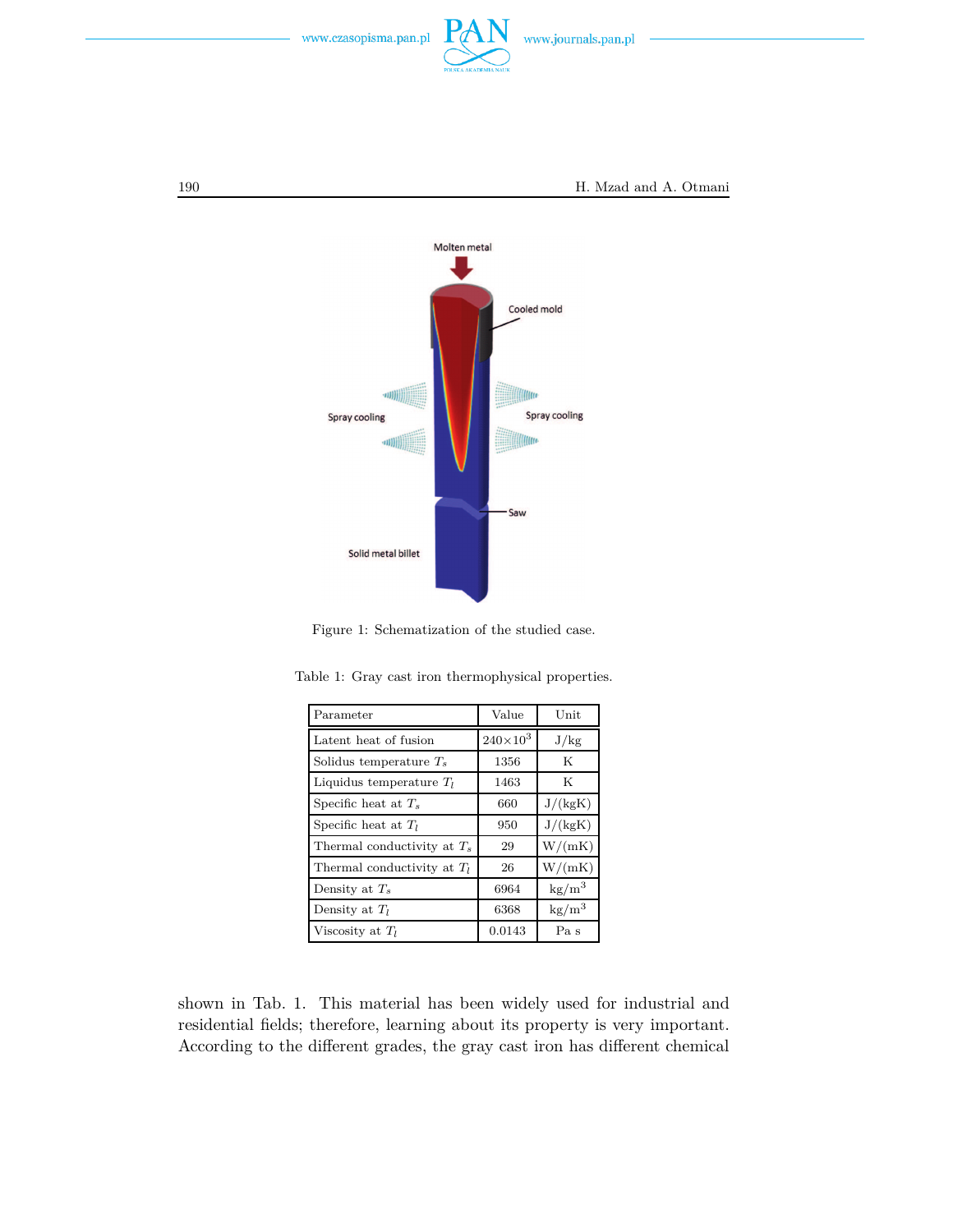Figure 1: Schematization of the studied case.

Table 1: Gray cast iron thermophysical properties.

| Parameter | Value | Unit |
|---|---|---|
| Latent heat of fusion | $240\times10^3$ | J/kg |
| Solidus temperature $T_s$ | 1356 | K |
| Liquidus temperature $T_l$ | 1463 | K |
| Specific heat at $T_s$ | 660 | J/(kgK) |
| Specific heat at $T_l$ | 950 | J/(kgK) |
| Thermal conductivity at $T_s$ | 29 | W/(mK) |
| Thermal conductivity at $T_l$ | 26 | W/(mK) |
| Density at $T_s$ | 6964 | kg/m$^3$ |
| Density at $T_l$ | 6368 | kg/m$^3$ |
| Viscosity at $T_l$ | 0.0143 | Pa s |

shown in Tab. 1. This material has been widely used for industrial and residential fields; therefore, learning about its property is very important. According to the different grades, the gray cast iron has different chemical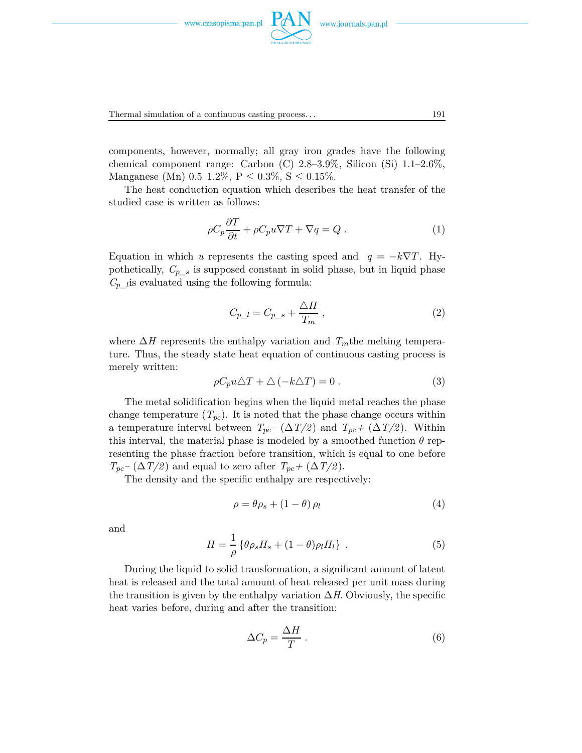components, however, normally; all gray iron grades have the following chemical component range: Carbon (C) 2.8–3.9%, Silicon (Si) 1.1–2.6%, Manganese (Mn) 0.5–1.2%, P $\leq$ 0.3%, S $\leq$ 0.15%.

The heat conduction equation which describes the heat transfer of the studied case is written as follows:

$$\rho C_p \frac{\partial T}{\partial t} + \rho C_p u \nabla T + \nabla q = Q \, . \tag{1}$$

Equation in which $u$ represents the casting speed and $q = -k\nabla T$. Hypothetically, $C_{p\_s}$ is supposed constant in solid phase, but in liquid phase $C_{p\_l}$is evaluated using the following formula:

$$C_{p\_l} = C_{p\_s} + \frac{\triangle H}{T_m} \, , \tag{2}$$

where $\Delta H$ represents the enthalpy variation and $T_m$the melting temperature. Thus, the steady state heat equation of continuous casting process is merely written:

$$\rho C_p u \triangle T + \triangle\left(-k \triangle T\right) = 0 \, . \tag{3}$$

The metal solidification begins when the liquid metal reaches the phase change temperature ($T_{pc}$). It is noted that the phase change occurs within a temperature interval between $T_{pc}$– ($\Delta T/2$) and $T_{pc}$+ ($\Delta T/2$). Within this interval, the material phase is modeled by a smoothed function $\theta$ representing the phase fraction before transition, which is equal to one before $T_{pc}$– ($\Delta T/2$) and equal to zero after $T_{pc}$+ ($\Delta T/2$).

The density and the specific enthalpy are respectively:

$$\rho = \theta \rho_s + \left(1 - \theta\right) \rho_l \tag{4}$$

and

$$H = \frac{1}{\rho} \left\{ \theta \rho_s H_s + (1 - \theta) \rho_l H_l \right\} \, . \tag{5}$$

During the liquid to solid transformation, a significant amount of latent heat is released and the total amount of heat released per unit mass during the transition is given by the enthalpy variation $\Delta H$. Obviously, the specific heat varies before, during and after the transition:

$$\Delta C_p = \frac{\Delta H}{T} \, . \tag{6}$$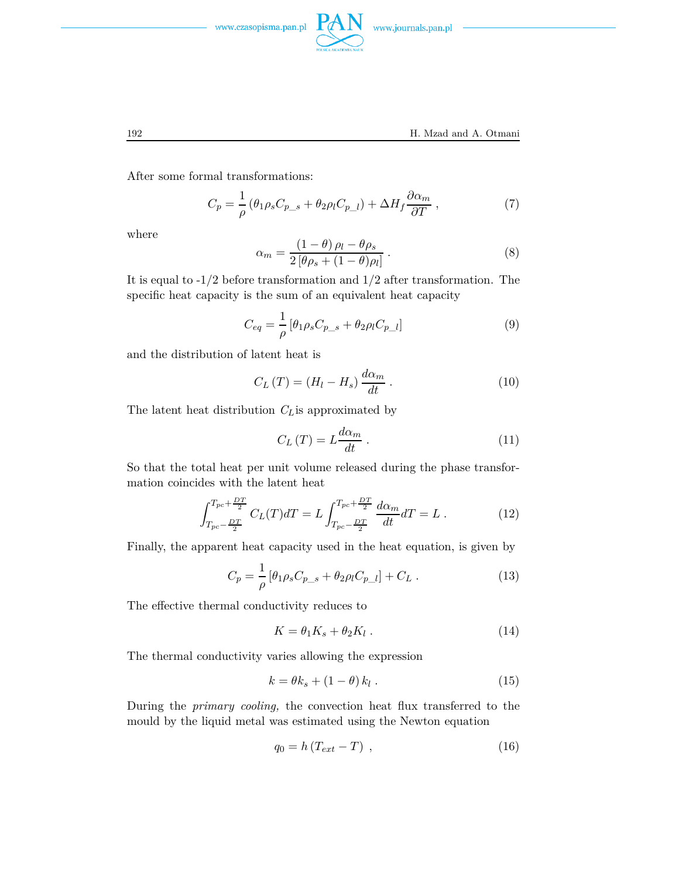After some formal transformations:

$$C_p = \frac{1}{\rho}\left(\theta_1 \rho_s C_{p\_s} + \theta_2 \rho_l C_{p\_l}\right) + \Delta H_f \frac{\partial \alpha_m}{\partial T}\ , \tag{7}$$

where

$$\alpha_m = \frac{(1-\theta)\,\rho_l - \theta \rho_s}{2\left[\theta \rho_s + (1-\theta)\rho_l\right]}\ . \tag{8}$$

It is equal to -1/2 before transformation and 1/2 after transformation. The specific heat capacity is the sum of an equivalent heat capacity

$$C_{eq} = \frac{1}{\rho}\left[\theta_1 \rho_s C_{p\_s} + \theta_2 \rho_l C_{p\_l}\right] \tag{9}$$

and the distribution of latent heat is

$$C_L\left(T\right) = \left(H_l - H_s\right)\frac{d\alpha_m}{dt}\ . \tag{10}$$

The latent heat distribution $C_L$is approximated by

$$C_L\left(T\right) = L\frac{d\alpha_m}{dt}\ . \tag{11}$$

So that the total heat per unit volume released during the phase transformation coincides with the latent heat

$$\int_{T_{pc}-\frac{DT}{2}}^{T_{pc}+\frac{DT}{2}} C_L(T)dT = L\int_{T_{pc}-\frac{DT}{2}}^{T_{pc}+\frac{DT}{2}} \frac{d\alpha_m}{dt}dT = L\ . \tag{12}$$

Finally, the apparent heat capacity used in the heat equation, is given by

$$C_p = \frac{1}{\rho}\left[\theta_1 \rho_s C_{p\_s} + \theta_2 \rho_l C_{p\_l}\right] + C_L\ . \tag{13}$$

The effective thermal conductivity reduces to

$$K = \theta_1 K_s + \theta_2 K_l\ . \tag{14}$$

The thermal conductivity varies allowing the expression

$$k = \theta k_s + \left(1-\theta\right)k_l\ . \tag{15}$$

During the *primary cooling*, the convection heat flux transferred to the mould by the liquid metal was estimated using the Newton equation

$$q_0 = h\left(T_{ext} - T\right)\ , \tag{16}$$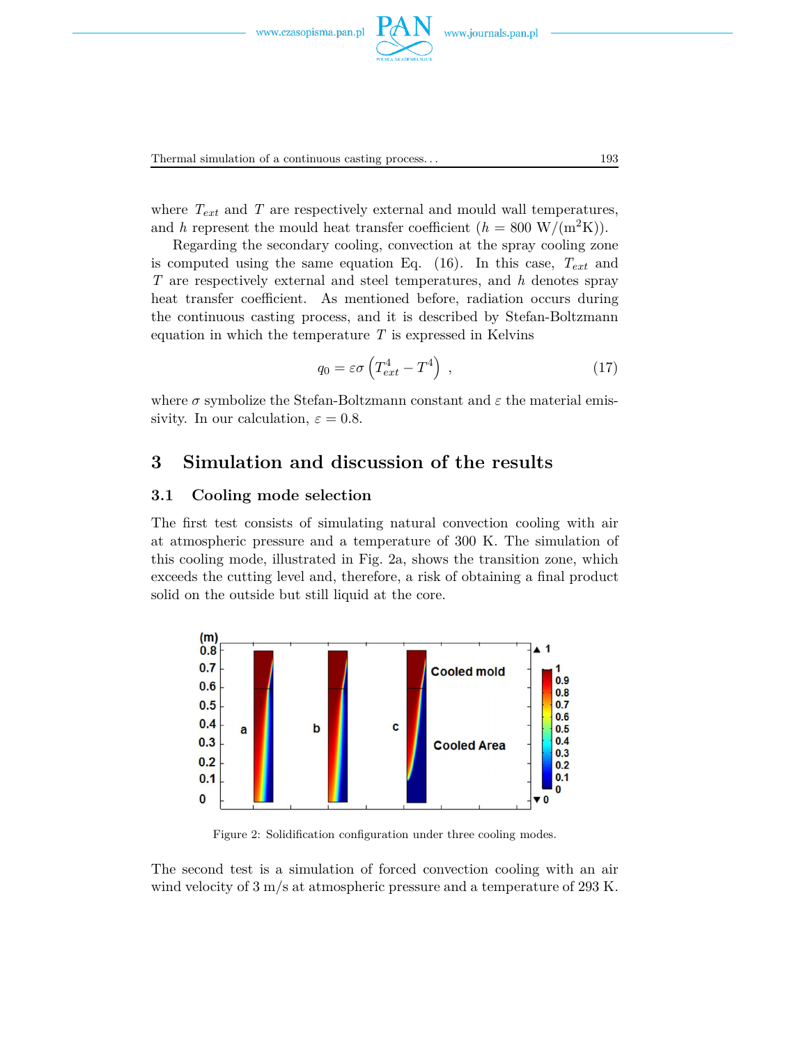where $T_{ext}$ and $T$ are respectively external and mould wall temperatures, and $h$ represent the mould heat transfer coefficient ($h = 800$ W/(m$^2$K)).

Regarding the secondary cooling, convection at the spray cooling zone is computed using the same equation Eq. (16). In this case, $T_{ext}$ and $T$ are respectively external and steel temperatures, and $h$ denotes spray heat transfer coefficient. As mentioned before, radiation occurs during the continuous casting process, and it is described by Stefan-Boltzmann equation in which the temperature $T$ is expressed in Kelvins

$$q_0 = \varepsilon\sigma\left(T_{ext}^4 - T^4\right) , \tag{17}$$

where $\sigma$ symbolize the Stefan-Boltzmann constant and $\varepsilon$ the material emissivity. In our calculation, $\varepsilon = 0.8$.

# 3 Simulation and discussion of the results

## 3.1 Cooling mode selection

The first test consists of simulating natural convection cooling with air at atmospheric pressure and a temperature of 300 K. The simulation of this cooling mode, illustrated in Fig. 2a, shows the transition zone, which exceeds the cutting level and, therefore, a risk of obtaining a final product solid on the outside but still liquid at the core.

Figure 2: Solidification configuration under three cooling modes.

The second test is a simulation of forced convection cooling with an air wind velocity of 3 m/s at atmospheric pressure and a temperature of 293 K.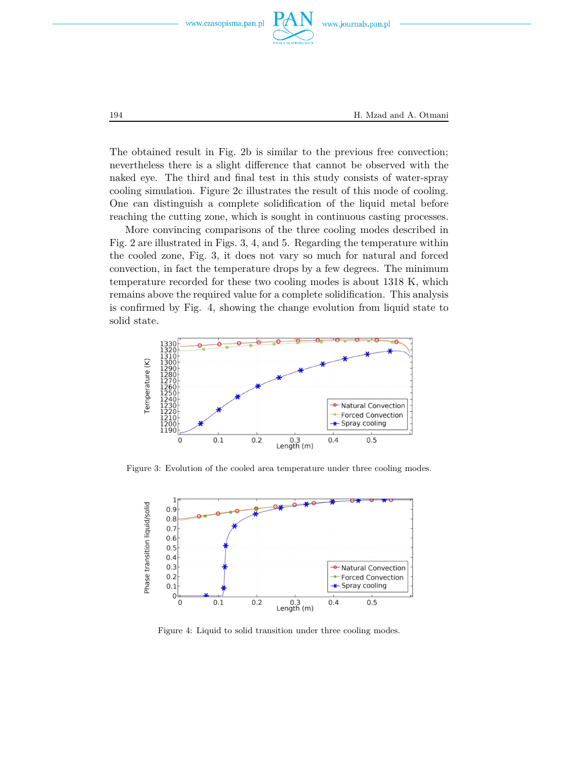The obtained result in Fig. 2b is similar to the previous free convection; nevertheless there is a slight difference that cannot be observed with the naked eye. The third and final test in this study consists of water-spray cooling simulation. Figure 2c illustrates the result of this mode of cooling. One can distinguish a complete solidification of the liquid metal before reaching the cutting zone, which is sought in continuous casting processes.

More convincing comparisons of the three cooling modes described in Fig. 2 are illustrated in Figs. 3, 4, and 5. Regarding the temperature within the cooled zone, Fig. 3, it does not vary so much for natural and forced convection, in fact the temperature drops by a few degrees. The minimum temperature recorded for these two cooling modes is about 1318 K, which remains above the required value for a complete solidification. This analysis is confirmed by Fig. 4, showing the change evolution from liquid state to solid state.

Figure 3: Evolution of the cooled area temperature under three cooling modes.

Figure 4: Liquid to solid transition under three cooling modes.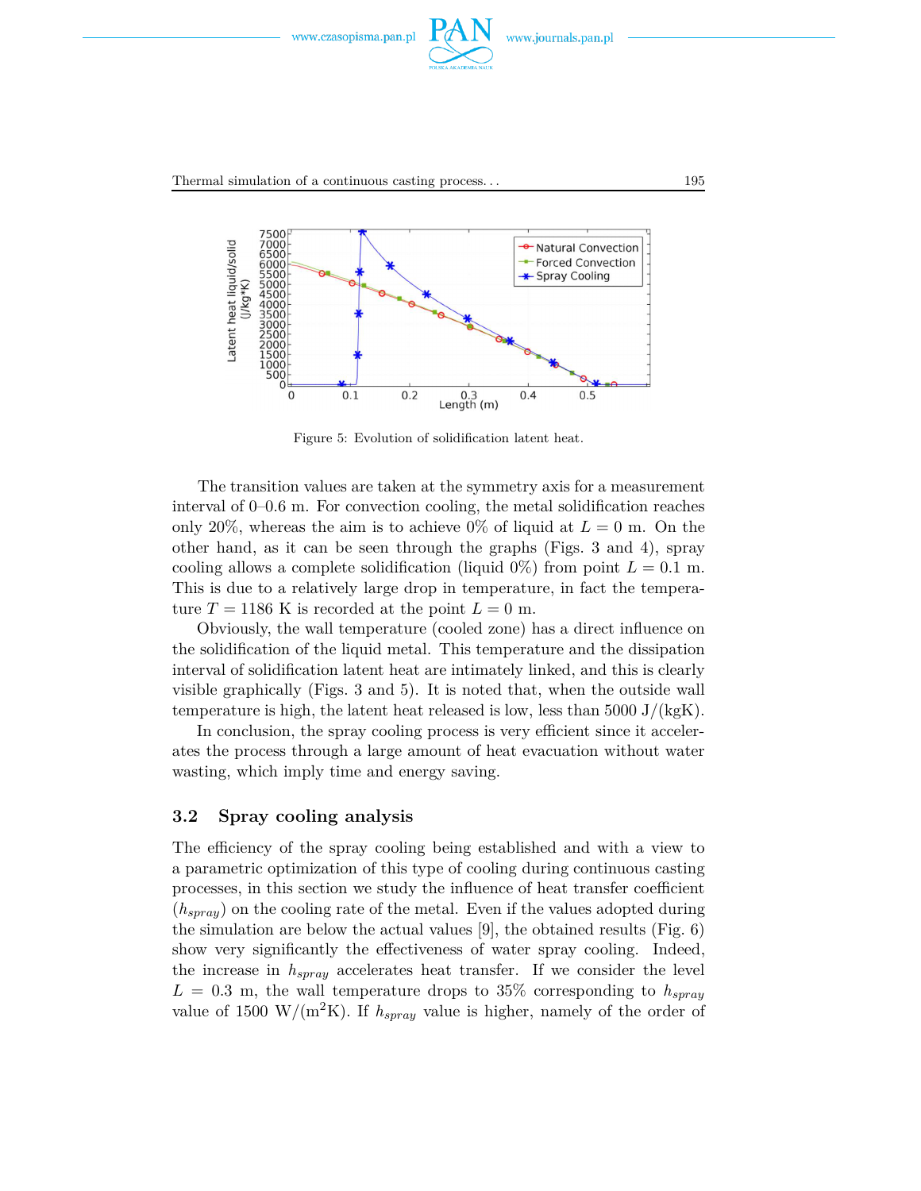Figure 5: Evolution of solidification latent heat.

The transition values are taken at the symmetry axis for a measurement interval of 0–0.6 m. For convection cooling, the metal solidification reaches only 20%, whereas the aim is to achieve 0% of liquid at $L = 0$ m. On the other hand, as it can be seen through the graphs (Figs. 3 and 4), spray cooling allows a complete solidification (liquid 0%) from point $L = 0.1$ m. This is due to a relatively large drop in temperature, in fact the temperature $T = 1186$ K is recorded at the point $L = 0$ m.

Obviously, the wall temperature (cooled zone) has a direct influence on the solidification of the liquid metal. This temperature and the dissipation interval of solidification latent heat are intimately linked, and this is clearly visible graphically (Figs. 3 and 5). It is noted that, when the outside wall temperature is high, the latent heat released is low, less than 5000 J/(kgK).

In conclusion, the spray cooling process is very efficient since it accelerates the process through a large amount of heat evacuation without water wasting, which imply time and energy saving.

## 3.2 Spray cooling analysis

The efficiency of the spray cooling being established and with a view to a parametric optimization of this type of cooling during continuous casting processes, in this section we study the influence of heat transfer coefficient ($h_{spray}$) on the cooling rate of the metal. Even if the values adopted during the simulation are below the actual values [9], the obtained results (Fig. 6) show very significantly the effectiveness of water spray cooling. Indeed, the increase in $h_{spray}$ accelerates heat transfer. If we consider the level $L = 0.3$ m, the wall temperature drops to 35% corresponding to $h_{spray}$ value of 1500 W/(m$^2$K). If $h_{spray}$ value is higher, namely of the order of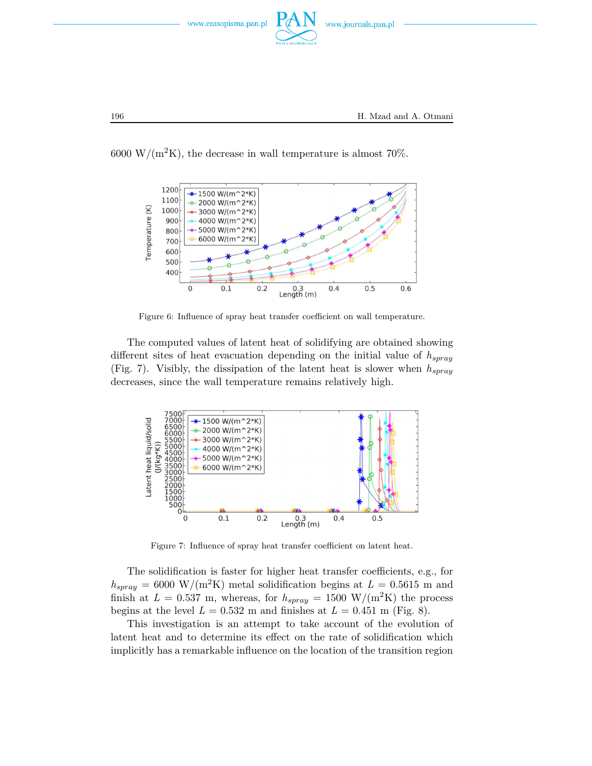6000 W/($m^2$K), the decrease in wall temperature is almost 70%.

Figure 6: Influence of spray heat transfer coefficient on wall temperature.

The computed values of latent heat of solidifying are obtained showing different sites of heat evacuation depending on the initial value of $h_{spray}$ (Fig. 7). Visibly, the dissipation of the latent heat is slower when $h_{spray}$ decreases, since the wall temperature remains relatively high.

Figure 7: Influence of spray heat transfer coefficient on latent heat.

The solidification is faster for higher heat transfer coefficients, e.g., for $h_{spray}$ = 6000 W/($m^2$K) metal solidification begins at $L$ = 0.5615 m and finish at $L$ = 0.537 m, whereas, for $h_{spray}$ = 1500 W/($m^2$K) the process begins at the level $L$ = 0.532 m and finishes at $L$ = 0.451 m (Fig. 8).

This investigation is an attempt to take account of the evolution of latent heat and to determine its effect on the rate of solidification which implicitly has a remarkable influence on the location of the transition region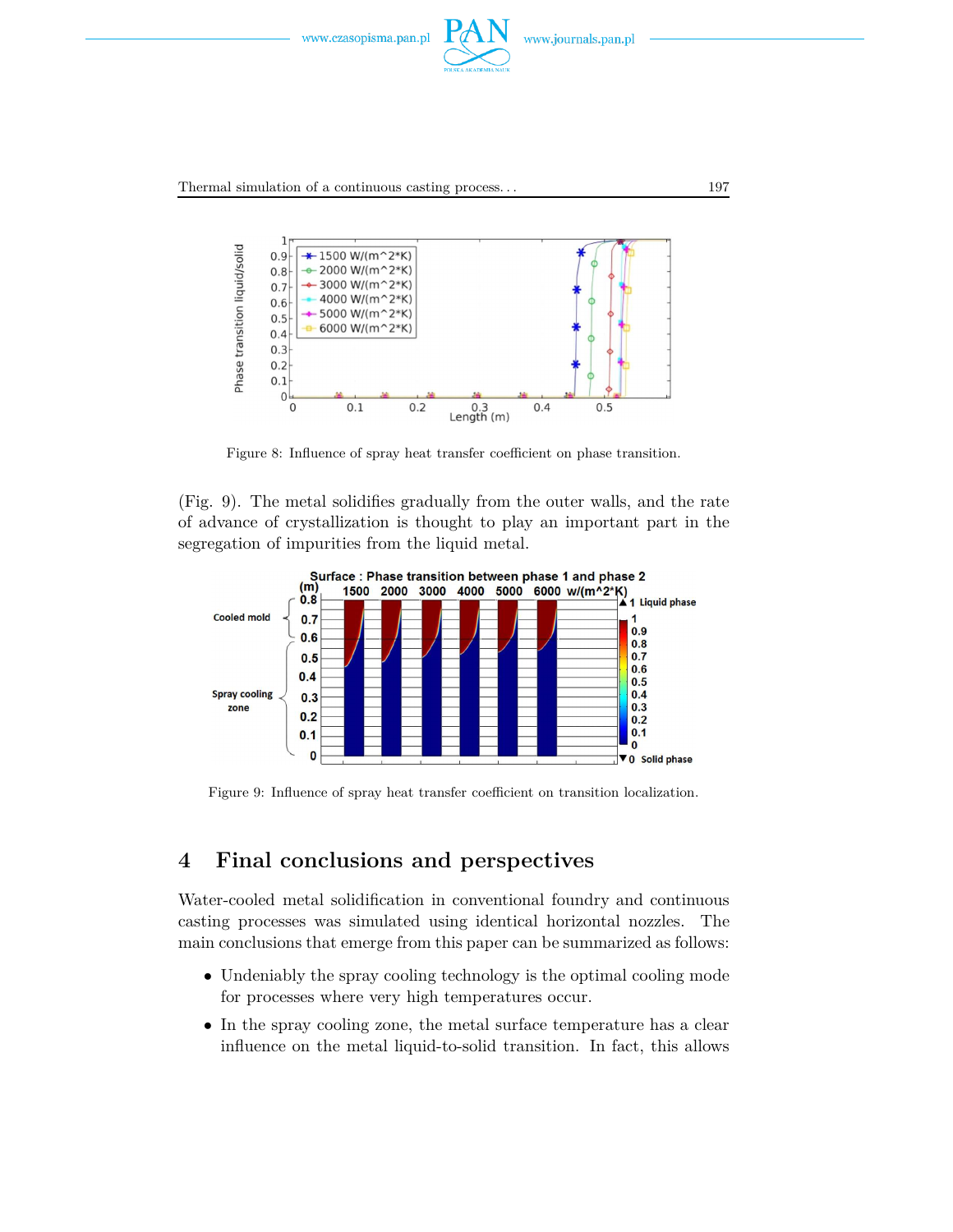Figure 8: Influence of spray heat transfer coefficient on phase transition.

(Fig. 9). The metal solidifies gradually from the outer walls, and the rate of advance of crystallization is thought to play an important part in the segregation of impurities from the liquid metal.

Figure 9: Influence of spray heat transfer coefficient on transition localization.

# 4 Final conclusions and perspectives

Water-cooled metal solidification in conventional foundry and continuous casting processes was simulated using identical horizontal nozzles. The main conclusions that emerge from this paper can be summarized as follows:

- Undeniably the spray cooling technology is the optimal cooling mode for processes where very high temperatures occur.
- In the spray cooling zone, the metal surface temperature has a clear influence on the metal liquid-to-solid transition. In fact, this allows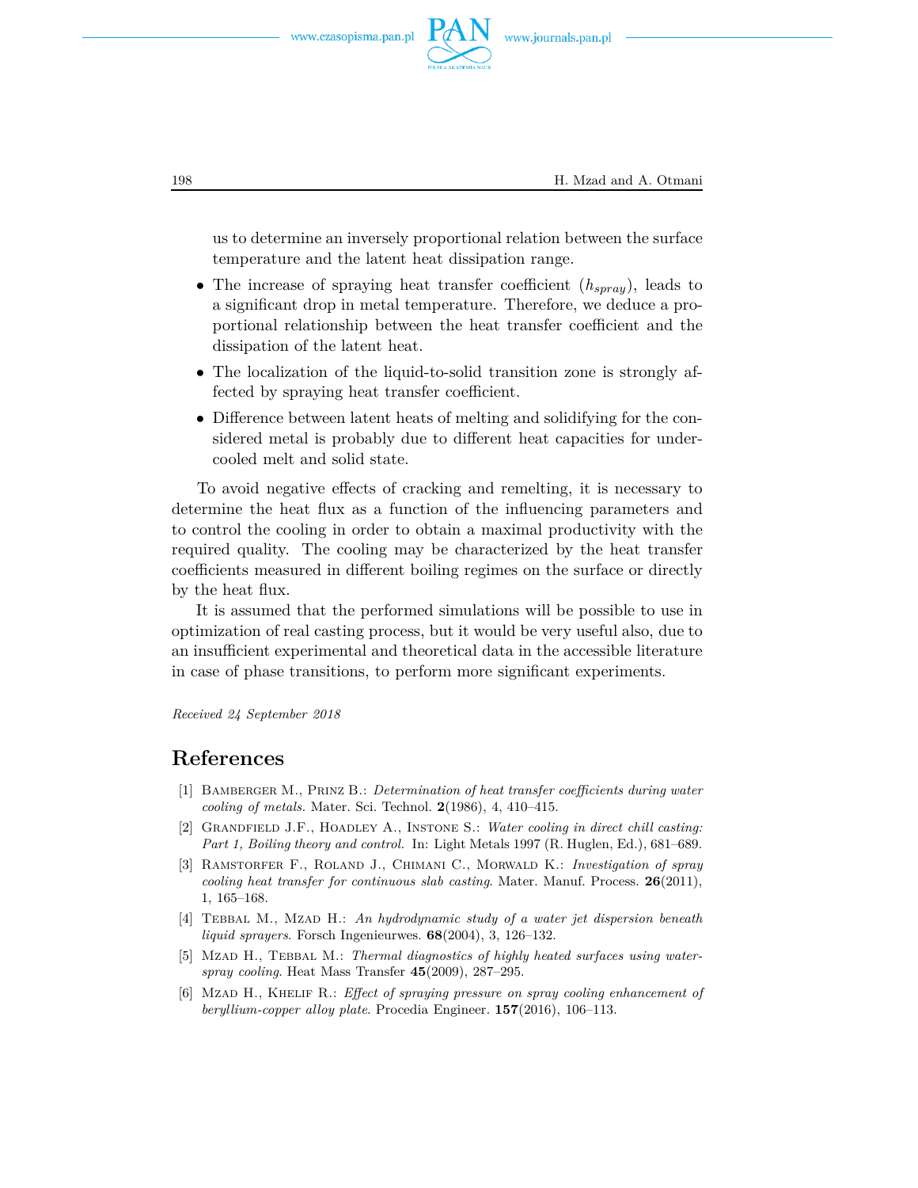us to determine an inversely proportional relation between the surface temperature and the latent heat dissipation range.

- The increase of spraying heat transfer coefficient ($h_{spray}$), leads to a significant drop in metal temperature. Therefore, we deduce a proportional relationship between the heat transfer coefficient and the dissipation of the latent heat.
- The localization of the liquid-to-solid transition zone is strongly affected by spraying heat transfer coefficient.
- Difference between latent heats of melting and solidifying for the considered metal is probably due to different heat capacities for undercooled melt and solid state.

To avoid negative effects of cracking and remelting, it is necessary to determine the heat flux as a function of the influencing parameters and to control the cooling in order to obtain a maximal productivity with the required quality. The cooling may be characterized by the heat transfer coefficients measured in different boiling regimes on the surface or directly by the heat flux.

It is assumed that the performed simulations will be possible to use in optimization of real casting process, but it would be very useful also, due to an insufficient experimental and theoretical data in the accessible literature in case of phase transitions, to perform more significant experiments.

*Received 24 September 2018*

# References

[1] Bamberger M., Prinz B.: *Determination of heat transfer coefficients during water cooling of metals*. Mater. Sci. Technol. **2**(1986), 4, 410–415.

[2] Grandfield J.F., Hoadley A., Instone S.: *Water cooling in direct chill casting: Part 1, Boiling theory and control.* In: Light Metals 1997 (R. Huglen, Ed.), 681–689.

[3] Ramstorfer F., Roland J., Chimani C., Morwald K.: *Investigation of spray cooling heat transfer for continuous slab casting*. Mater. Manuf. Process. **26**(2011), 1, 165–168.

[4] Tebbal M., Mzad H.: *An hydrodynamic study of a water jet dispersion beneath liquid sprayers*. Forsch Ingenieurwes. **68**(2004), 3, 126–132.

[5] Mzad H., Tebbal M.: *Thermal diagnostics of highly heated surfaces using water-spray cooling*. Heat Mass Transfer **45**(2009), 287–295.

[6] Mzad H., Khelif R.: *Effect of spraying pressure on spray cooling enhancement of beryllium-copper alloy plate*. Procedia Engineer. **157**(2016), 106–113.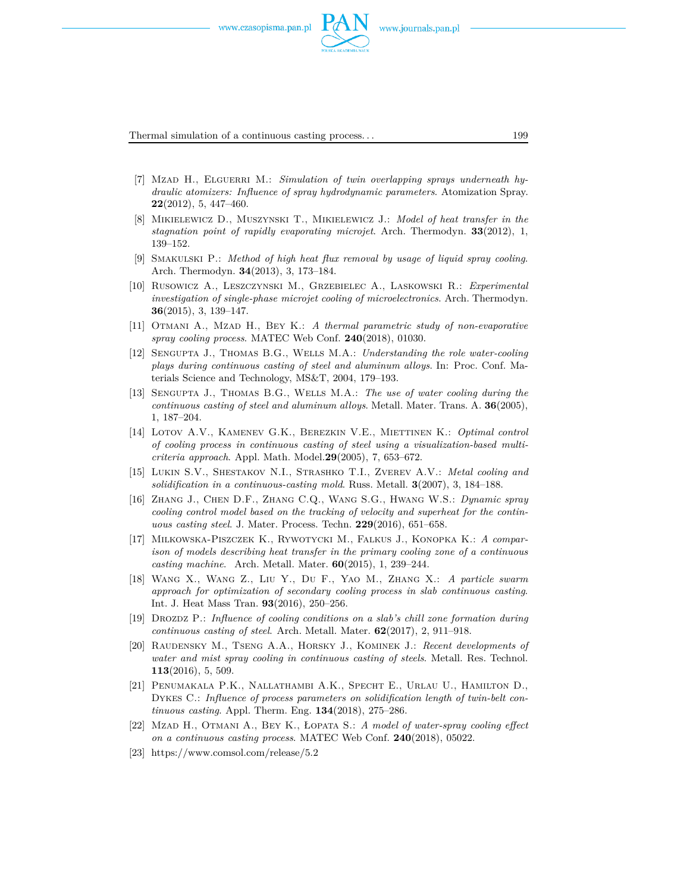[7] Mzad H., Elguerri M.: *Simulation of twin overlapping sprays underneath hydraulic atomizers: Influence of spray hydrodynamic parameters*. Atomization Spray. **22**(2012), 5, 447–460.

[8] Mikielewicz D., Muszynski T., Mikielewicz J.: *Model of heat transfer in the stagnation point of rapidly evaporating microjet*. Arch. Thermodyn. **33**(2012), 1, 139–152.

[9] Smakulski P.: *Method of high heat flux removal by usage of liquid spray cooling*. Arch. Thermodyn. **34**(2013), 3, 173–184.

[10] Rusowicz A., Leszczynski M., Grzebielec A., Laskowski R.: *Experimental investigation of single-phase microjet cooling of microelectronics*. Arch. Thermodyn. **36**(2015), 3, 139–147.

[11] Otmani A., Mzad H., Bey K.: *A thermal parametric study of non-evaporative spray cooling process*. MATEC Web Conf. **240**(2018), 01030.

[12] Sengupta J., Thomas B.G., Wells M.A.: *Understanding the role water-cooling plays during continuous casting of steel and aluminum alloys*. In: Proc. Conf. Materials Science and Technology, MS&T, 2004, 179–193.

[13] Sengupta J., Thomas B.G., Wells M.A.: *The use of water cooling during the continuous casting of steel and aluminum alloys*. Metall. Mater. Trans. A. **36**(2005), 1, 187–204.

[14] Lotov A.V., Kamenev G.K., Berezkin V.E., Miettinen K.: *Optimal control of cooling process in continuous casting of steel using a visualization-based multi-criteria approach*. Appl. Math. Model.**29**(2005), 7, 653–672.

[15] Lukin S.V., Shestakov N.I., Strashko T.I., Zverev A.V.: *Metal cooling and solidification in a continuous-casting mold*. Russ. Metall. **3**(2007), 3, 184–188.

[16] Zhang J., Chen D.F., Zhang C.Q., Wang S.G., Hwang W.S.: *Dynamic spray cooling control model based on the tracking of velocity and superheat for the continuous casting steel*. J. Mater. Process. Techn. **229**(2016), 651–658.

[17] Milkowska-Piszczek K., Rywotycki M., Falkus J., Konopka K.: *A comparison of models describing heat transfer in the primary cooling zone of a continuous casting machine*. Arch. Metall. Mater. **60**(2015), 1, 239–244.

[18] Wang X., Wang Z., Liu Y., Du F., Yao M., Zhang X.: *A particle swarm approach for optimization of secondary cooling process in slab continuous casting*. Int. J. Heat Mass Tran. **93**(2016), 250–256.

[19] Drozdz P.: *Influence of cooling conditions on a slab's chill zone formation during continuous casting of steel*. Arch. Metall. Mater. **62**(2017), 2, 911–918.

[20] Raudensky M., Tseng A.A., Horsky J., Kominek J.: *Recent developments of water and mist spray cooling in continuous casting of steels*. Metall. Res. Technol. **113**(2016), 5, 509.

[21] Penumakala P.K., Nallathambi A.K., Specht E., Urlau U., Hamilton D., Dykes C.: *Influence of process parameters on solidification length of twin-belt continuous casting*. Appl. Therm. Eng. **134**(2018), 275–286.

[22] Mzad H., Otmani A., Bey K., Łopata S.: *A model of water-spray cooling effect on a continuous casting process*. MATEC Web Conf. **240**(2018), 05022.

[23] https://www.comsol.com/release/5.2